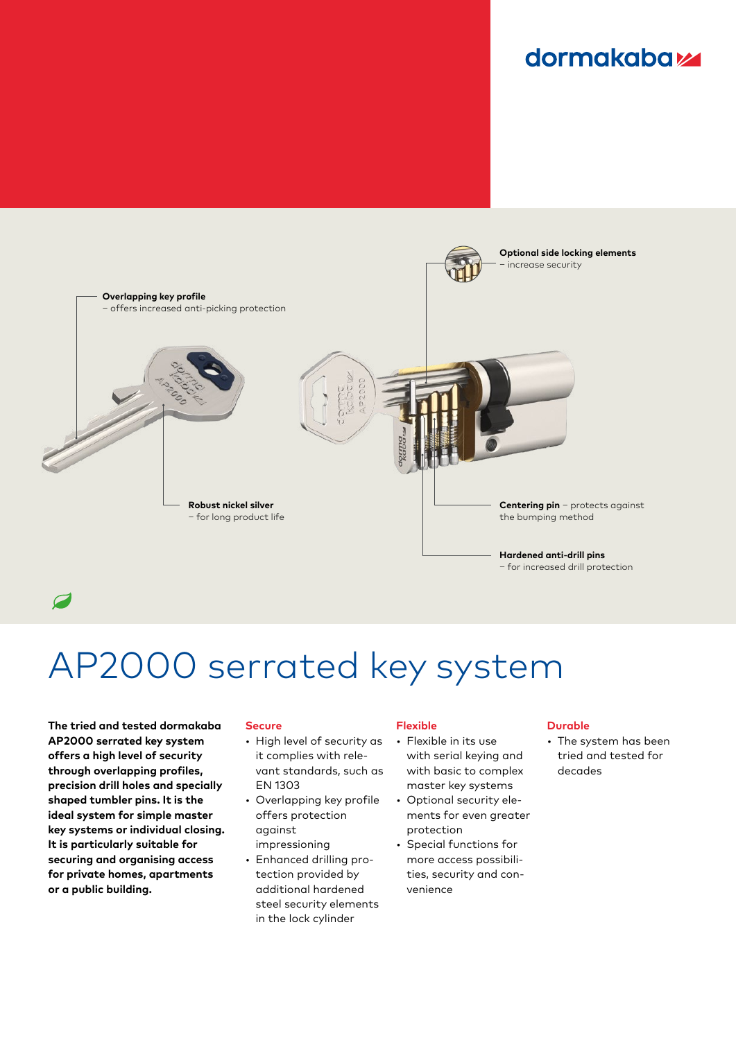dormakaba

**Optional side locking elements**
– increase security

**Overlapping key profile**
– offers increased anti-picking protection

**Robust nickel silver**
– for long product life

**Centering pin** – protects against the bumping method

**Hardened anti-drill pins**
– for increased drill protection

# AP2000 serrated key system

**The tried and tested dormakaba AP2000 serrated key system offers a high level of security through overlapping profiles, precision drill holes and specially shaped tumbler pins. It is the ideal system for simple master key systems or individual closing. It is particularly suitable for securing and organising access for private homes, apartments or a public building.**

### Secure

- High level of security as it complies with relevant standards, such as EN 1303
- Overlapping key profile offers protection against impressioning
- Enhanced drilling protection provided by additional hardened steel security elements in the lock cylinder

### Flexible

- Flexible in its use with serial keying and with basic to complex master key systems
- Optional security elements for even greater protection
- Special functions for more access possibilities, security and convenience

### Durable

- The system has been tried and tested for decades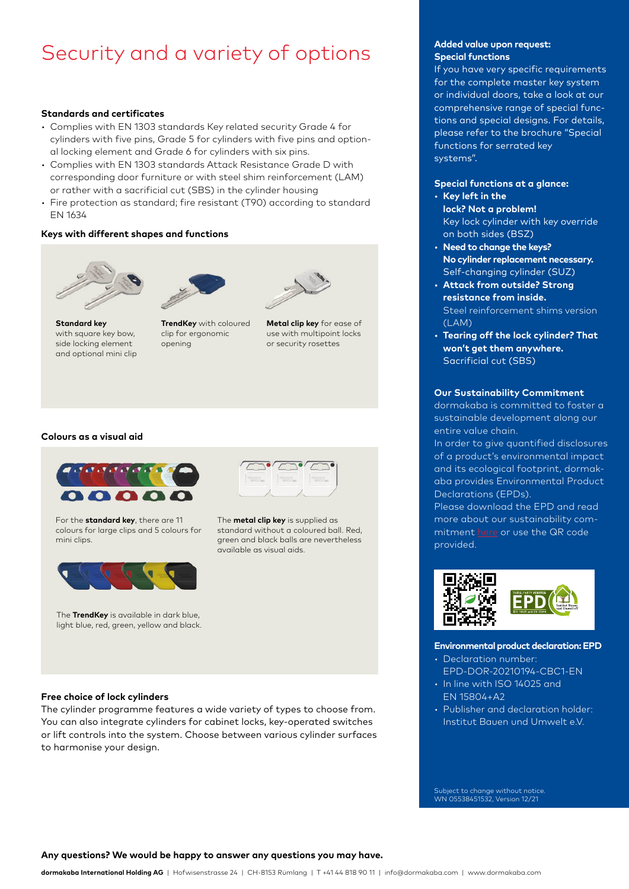# Security and a variety of options

### Standards and certificates

- Complies with EN 1303 standards Key related security Grade 4 for cylinders with five pins, Grade 5 for cylinders with five pins and optional locking element and Grade 6 for cylinders with six pins.
- Complies with EN 1303 standards Attack Resistance Grade D with corresponding door furniture or with steel shim reinforcement (LAM) or rather with a sacrificial cut (SBS) in the cylinder housing
- Fire protection as standard; fire resistant (T90) according to standard EN 1634

### Keys with different shapes and functions

**Standard key** with square key bow, side locking element and optional mini clip

**TrendKey** with coloured clip for ergonomic opening

**Metal clip key** for ease of use with multipoint locks or security rosettes

### Colours as a visual aid

For the **standard key**, there are 11 colours for large clips and 5 colours for mini clips.

The **metal clip key** is supplied as standard without a coloured ball. Red, green and black balls are nevertheless available as visual aids.

The **TrendKey** is available in dark blue, light blue, red, green, yellow and black.

### Free choice of lock cylinders

The cylinder programme features a wide variety of types to choose from. You can also integrate cylinders for cabinet locks, key-operated switches or lift controls into the system. Choose between various cylinder surfaces to harmonise your design.

### Added value upon request: Special functions

If you have very specific requirements for the complete master key system or individual doors, take a look at our comprehensive range of special functions and special designs. For details, please refer to the brochure "Special functions for serrated key systems".

### Special functions at a glance:

- **Key left in the lock? Not a problem!** Key lock cylinder with key override on both sides (BSZ)
- **Need to change the keys? No cylinder replacement necessary.** Self-changing cylinder (SUZ)
- **Attack from outside? Strong resistance from inside.** Steel reinforcement shims version (LAM)
- **Tearing off the lock cylinder? That won't get them anywhere.** Sacrificial cut (SBS)

### Our Sustainability Commitment

dormakaba is committed to foster a sustainable development along our entire value chain.
In order to give quantified disclosures of a product's environmental impact and its ecological footprint, dormakaba provides Environmental Product Declarations (EPDs).
Please download the EPD and read more about our sustainability commitment here or use the QR code provided.

### Environmental product declaration: EPD

- Declaration number: EPD-DOR-20210194-CBC1-EN
- In line with ISO 14025 and EN 15804+A2
- Publisher and declaration holder: Institut Bauen und Umwelt e.V.

Subject to change without notice.
WN 05538451532, Version 12/21

**Any questions? We would be happy to answer any questions you may have.**

**dormakaba International Holding AG** | Hofwisenstrasse 24 | CH-8153 Rümlang | T +41 44 818 90 11 | info@dormakaba.com | www.dormakaba.com